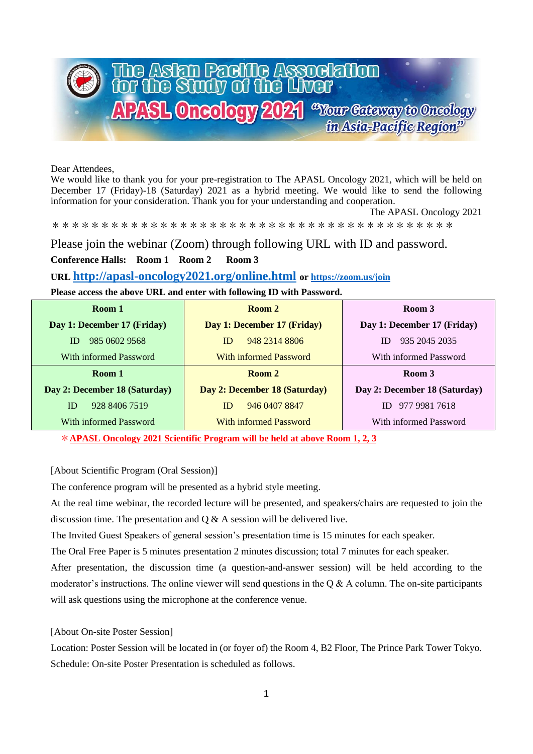# The Asian Pacific Association for the Study of the Liver

## APASL Oncology 2021 "Your Gateway to Oncology in Asia-Pacific Region"

Dear Attendees,

We would like to thank you for your pre-registration to The APASL Oncology 2021, which will be held on December 17 (Friday)-18 (Saturday) 2021 as a hybrid meeting. We would like to send the following information for your consideration. Thank you for your understanding and cooperation.

The APASL Oncology 2021

＊＊＊＊＊＊＊＊＊＊＊＊＊＊＊＊＊＊＊＊＊＊＊＊＊＊＊＊＊＊＊＊＊＊＊＊＊＊＊＊

Please join the webinar (Zoom) through following URL with ID and password.

**Conference Halls: Room 1 Room 2 Room 3**

**URL [http://apasl-oncology2021.org/online.html](http://apasl-oncology2021.org/online.html) or [https://zoom.us/join](https://zoom.us/join)**

**Please access the above URL and enter with following ID with Password.**

| Room 1 | Room 2 | Room 3 |
|---|---|---|
| **Day 1: December 17 (Friday)** | **Day 1: December 17 (Friday)** | **Day 1: December 17 (Friday)** |
| ID 985 0602 9568 | ID 948 2314 8806 | ID 935 2045 2035 |
| With informed Password | With informed Password | With informed Password |
| **Room 1** | **Room 2** | **Room 3** |
| **Day 2: December 18 (Saturday)** | **Day 2: December 18 (Saturday)** | **Day 2: December 18 (Saturday)** |
| ID 928 8406 7519 | ID 946 0407 8847 | ID 977 9981 7618 |
| With informed Password | With informed Password | With informed Password |

＊**APASL Oncology 2021 Scientific Program will be held at above Room 1, 2, 3**

[About Scientific Program (Oral Session)]

The conference program will be presented as a hybrid style meeting.

At the real time webinar, the recorded lecture will be presented, and speakers/chairs are requested to join the discussion time. The presentation and Q & A session will be delivered live.

The Invited Guest Speakers of general session's presentation time is 15 minutes for each speaker.

The Oral Free Paper is 5 minutes presentation 2 minutes discussion; total 7 minutes for each speaker.

After presentation, the discussion time (a question-and-answer session) will be held according to the moderator's instructions. The online viewer will send questions in the Q & A column. The on-site participants will ask questions using the microphone at the conference venue.

[About On-site Poster Session]

Location: Poster Session will be located in (or foyer of) the Room 4, B2 Floor, The Prince Park Tower Tokyo.

Schedule: On-site Poster Presentation is scheduled as follows.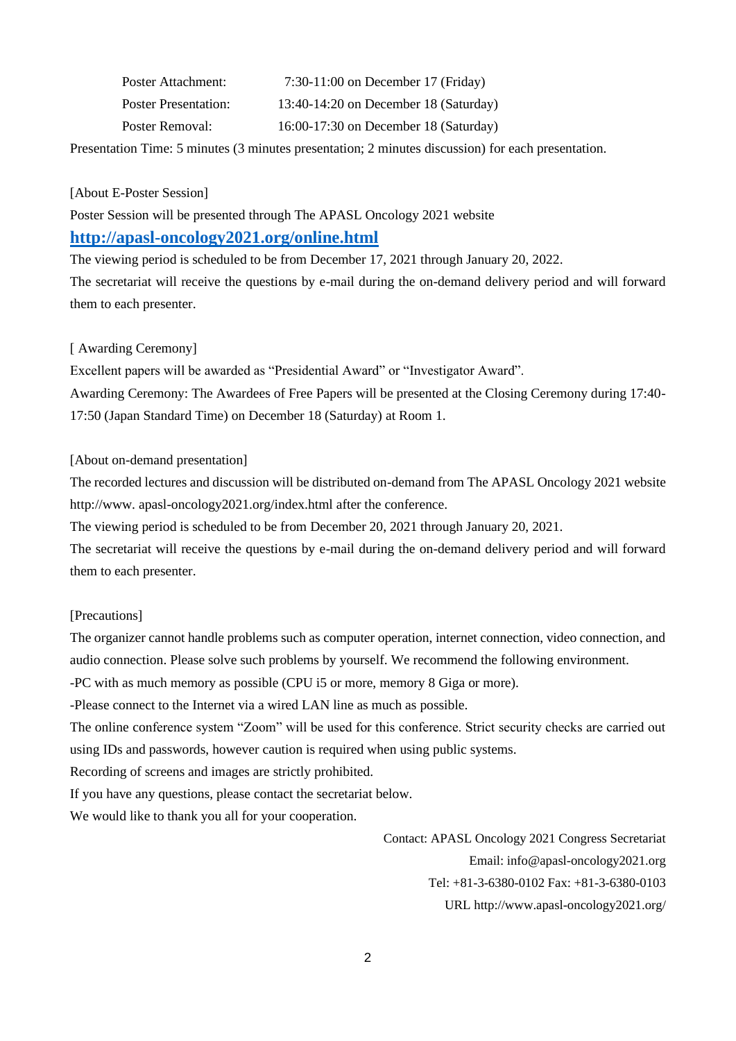| | |
|---|---|
| Poster Attachment: | 7:30-11:00 on December 17 (Friday) |
| Poster Presentation: | 13:40-14:20 on December 18 (Saturday) |
| Poster Removal: | 16:00-17:30 on December 18 (Saturday) |

Presentation Time: 5 minutes (3 minutes presentation; 2 minutes discussion) for each presentation.

[About E-Poster Session]

Poster Session will be presented through The APASL Oncology 2021 website

**http://apasl-oncology2021.org/online.html**

The viewing period is scheduled to be from December 17, 2021 through January 20, 2022.

The secretariat will receive the questions by e-mail during the on-demand delivery period and will forward them to each presenter.

[ Awarding Ceremony]

Excellent papers will be awarded as "Presidential Award" or "Investigator Award".

Awarding Ceremony: The Awardees of Free Papers will be presented at the Closing Ceremony during 17:40-17:50 (Japan Standard Time) on December 18 (Saturday) at Room 1.

[About on-demand presentation]

The recorded lectures and discussion will be distributed on-demand from The APASL Oncology 2021 website http://www. apasl-oncology2021.org/index.html after the conference.

The viewing period is scheduled to be from December 20, 2021 through January 20, 2021.

The secretariat will receive the questions by e-mail during the on-demand delivery period and will forward them to each presenter.

[Precautions]

The organizer cannot handle problems such as computer operation, internet connection, video connection, and audio connection. Please solve such problems by yourself. We recommend the following environment.

-PC with as much memory as possible (CPU i5 or more, memory 8 Giga or more).

-Please connect to the Internet via a wired LAN line as much as possible.

The online conference system "Zoom" will be used for this conference. Strict security checks are carried out using IDs and passwords, however caution is required when using public systems.

Recording of screens and images are strictly prohibited.

If you have any questions, please contact the secretariat below.

We would like to thank you all for your cooperation.

Contact: APASL Oncology 2021 Congress Secretariat
Email: info@apasl-oncology2021.org
Tel: +81-3-6380-0102 Fax: +81-3-6380-0103
URL http://www.apasl-oncology2021.org/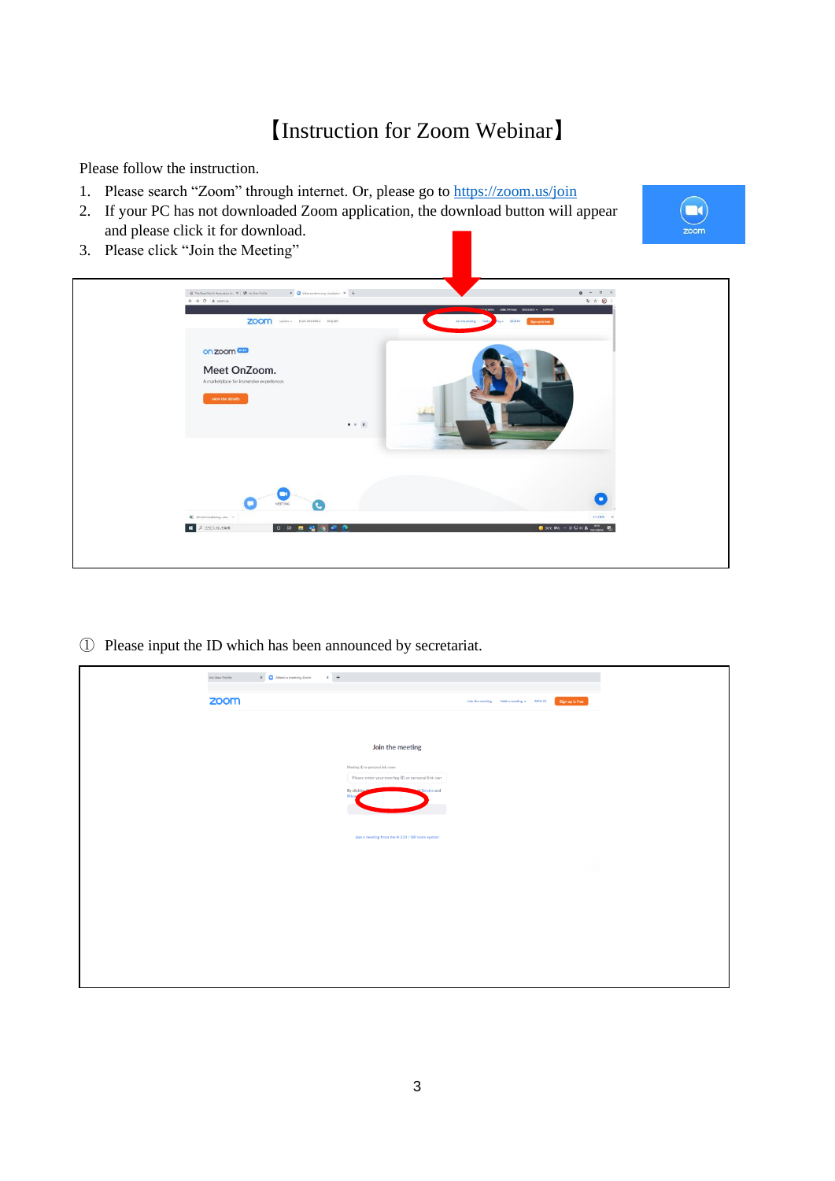# 【Instruction for Zoom Webinar】

Please follow the instruction.

1. Please search "Zoom" through internet. Or, please go to [https://zoom.us/join](https://zoom.us/join)
2. If your PC has not downloaded Zoom application, the download button will appear and please click it for download.
3. Please click "Join the Meeting"

① Please input the ID which has been announced by secretariat.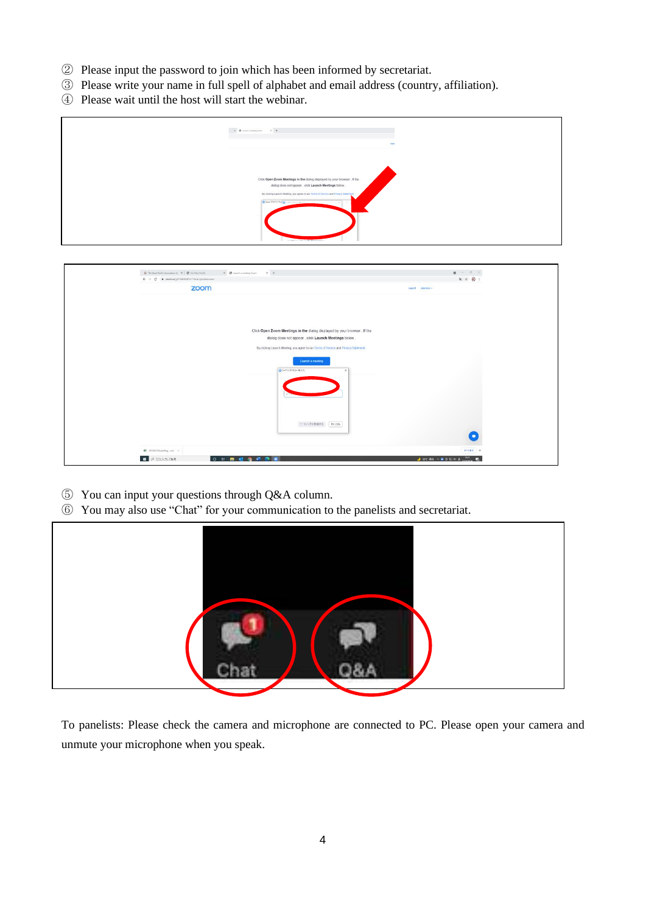② Please input the password to join which has been informed by secretariat.
③ Please write your name in full spell of alphabet and email address (country, affiliation).
④ Please wait until the host will start the webinar.

⑤ You can input your questions through Q&A column.
⑥ You may also use “Chat” for your communication to the panelists and secretariat.

To panelists: Please check the camera and microphone are connected to PC. Please open your camera and unmute your microphone when you speak.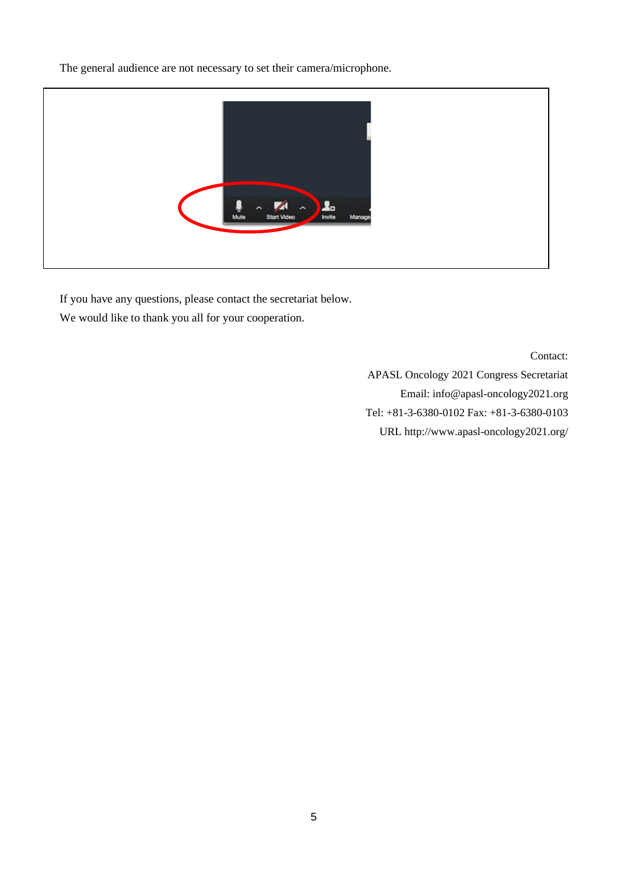The general audience are not necessary to set their camera/microphone.

If you have any questions, please contact the secretariat below.
We would like to thank you all for your cooperation.

Contact:
APASL Oncology 2021 Congress Secretariat
Email: info@apasl-oncology2021.org
Tel: +81-3-6380-0102 Fax: +81-3-6380-0103
URL http://www.apasl-oncology2021.org/